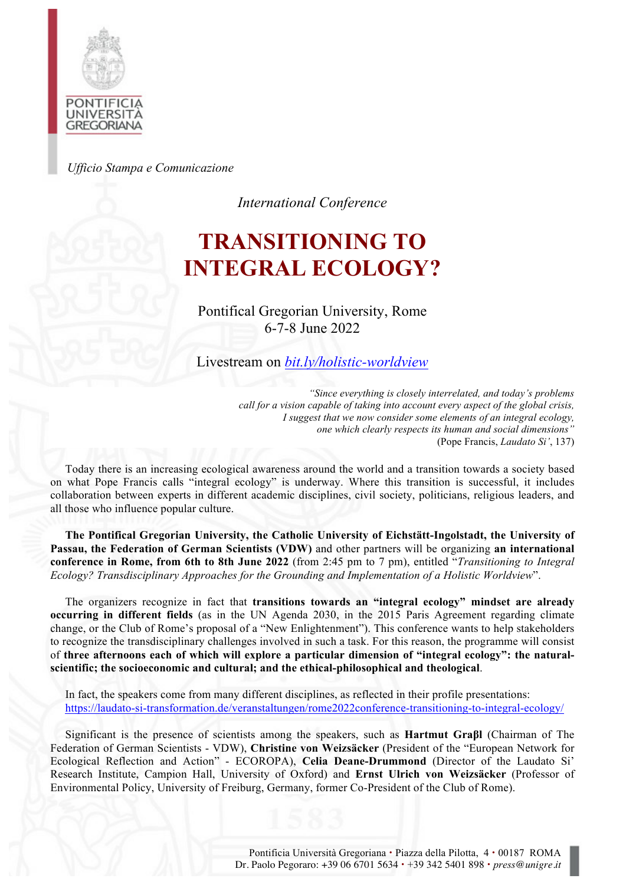PONTIFICIA UNIVERSITÀ GREGORIANA

*Ufficio Stampa e Comunicazione*

*International Conference*

# TRANSITIONING TO INTEGRAL ECOLOGY?

Pontifical Gregorian University, Rome
6-7-8 June 2022

Livestream on *bit.ly/holistic-worldview*

> *"Since everything is closely interrelated, and today's problems call for a vision capable of taking into account every aspect of the global crisis, I suggest that we now consider some elements of an integral ecology, one which clearly respects its human and social dimensions"*
> (Pope Francis, *Laudato Si'*, 137)

Today there is an increasing ecological awareness around the world and a transition towards a society based on what Pope Francis calls "integral ecology" is underway. Where this transition is successful, it includes collaboration between experts in different academic disciplines, civil society, politicians, religious leaders, and all those who influence popular culture.

**The Pontifical Gregorian University, the Catholic University of Eichstätt-Ingolstadt, the University of Passau, the Federation of German Scientists (VDW)** and other partners will be organizing **an international conference in Rome, from 6th to 8th June 2022** (from 2:45 pm to 7 pm), entitled "*Transitioning to Integral Ecology? Transdisciplinary Approaches for the Grounding and Implementation of a Holistic Worldview*".

The organizers recognize in fact that **transitions towards an "integral ecology" mindset are already occurring in different fields** (as in the UN Agenda 2030, in the 2015 Paris Agreement regarding climate change, or the Club of Rome's proposal of a "New Enlightenment"). This conference wants to help stakeholders to recognize the transdisciplinary challenges involved in such a task. For this reason, the programme will consist of **three afternoons each of which will explore a particular dimension of "integral ecology": the natural-scientific; the socioeconomic and cultural; and the ethical-philosophical and theological**.

In fact, the speakers come from many different disciplines, as reflected in their profile presentations: https://laudato-si-transformation.de/veranstaltungen/rome2022conference-transitioning-to-integral-ecology/

Significant is the presence of scientists among the speakers, such as **Hartmut Graβl** (Chairman of The Federation of German Scientists - VDW), **Christine von Weizsäcker** (President of the "European Network for Ecological Reflection and Action" - ECOROPA), **Celia Deane-Drummond** (Director of the Laudato Si' Research Institute, Campion Hall, University of Oxford) and **Ernst Ulrich von Weizsäcker** (Professor of Environmental Policy, University of Freiburg, Germany, former Co-President of the Club of Rome).

Pontificia Università Gregoriana • Piazza della Pilotta, 4 • 00187 ROMA
Dr. Paolo Pegoraro: +39 06 6701 5634 • +39 342 5401 898 • *press@unigre.it*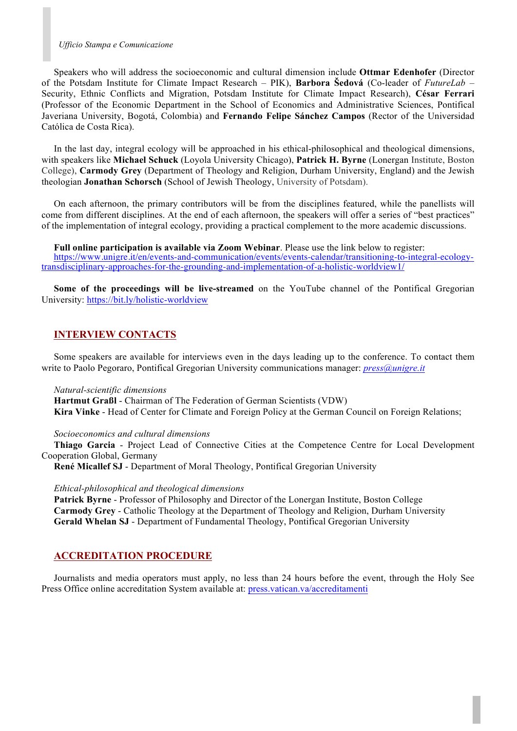Speakers who will address the socioeconomic and cultural dimension include **Ottmar Edenhofer** (Director of the Potsdam Institute for Climate Impact Research – PIK), **Barbora Šedová** (Co-leader of *FutureLab* – Security, Ethnic Conflicts and Migration, Potsdam Institute for Climate Impact Research), **César Ferrari** (Professor of the Economic Department in the School of Economics and Administrative Sciences, Pontifical Javeriana University, Bogotá, Colombia) and **Fernando Felipe Sánchez Campos** (Rector of the Universidad Católica de Costa Rica).

In the last day, integral ecology will be approached in his ethical-philosophical and theological dimensions, with speakers like **Michael Schuck** (Loyola University Chicago), **Patrick H. Byrne** (Lonergan Institute, Boston College), **Carmody Grey** (Department of Theology and Religion, Durham University, England) and the Jewish theologian **Jonathan Schorsch** (School of Jewish Theology, University of Potsdam).

On each afternoon, the primary contributors will be from the disciplines featured, while the panellists will come from different disciplines. At the end of each afternoon, the speakers will offer a series of "best practices" of the implementation of integral ecology, providing a practical complement to the more academic discussions.

**Full online participation is available via Zoom Webinar**. Please use the link below to register: https://www.unigre.it/en/events-and-communication/events/events-calendar/transitioning-to-integral-ecology-transdisciplinary-approaches-for-the-grounding-and-implementation-of-a-holistic-worldview1/

**Some of the proceedings will be live-streamed** on the YouTube channel of the Pontifical Gregorian University: https://bit.ly/holistic-worldview

## INTERVIEW CONTACTS

Some speakers are available for interviews even in the days leading up to the conference. To contact them write to Paolo Pegoraro, Pontifical Gregorian University communications manager: *press@unigre.it*

*Natural-scientific dimensions*
**Hartmut Graßl** - Chairman of The Federation of German Scientists (VDW)
**Kira Vinke** - Head of Center for Climate and Foreign Policy at the German Council on Foreign Relations;

*Socioeconomics and cultural dimensions*
**Thiago Garcia** - Project Lead of Connective Cities at the Competence Centre for Local Development Cooperation Global, Germany
**René Micallef SJ** - Department of Moral Theology, Pontifical Gregorian University

*Ethical-philosophical and theological dimensions*
**Patrick Byrne** - Professor of Philosophy and Director of the Lonergan Institute, Boston College
**Carmody Grey** - Catholic Theology at the Department of Theology and Religion, Durham University
**Gerald Whelan SJ** - Department of Fundamental Theology, Pontifical Gregorian University

## ACCREDITATION PROCEDURE

Journalists and media operators must apply, no less than 24 hours before the event, through the Holy See Press Office online accreditation System available at: press.vatican.va/accreditamenti